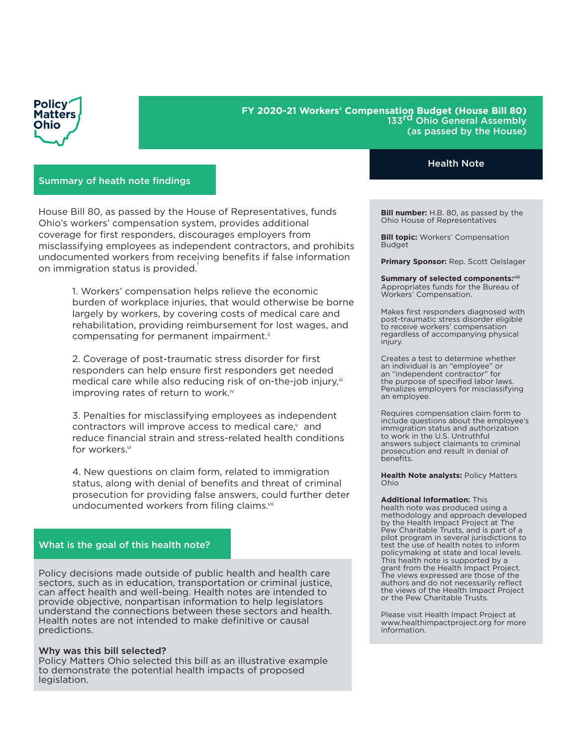Policy Matters Ohio

# FY 2020-21 Workers' Compensation Budget (House Bill 80)
133rd Ohio General Assembly
(as passed by the House)

**Health Note**

## Summary of heath note findings

House Bill 80, as passed by the House of Representatives, funds Ohio's workers' compensation system, provides additional coverage for first responders, discourages employers from misclassifying employees as independent contractors, and prohibits undocumented workers from receiving benefits if false information on immigration status is provided.[i]

1. Workers' compensation helps relieve the economic burden of workplace injuries, that would otherwise be borne largely by workers, by covering costs of medical care and rehabilitation, providing reimbursement for lost wages, and compensating for permanent impairment.[ii]

2. Coverage of post-traumatic stress disorder for first responders can help ensure first responders get needed medical care while also reducing risk of on-the-job injury,[iii] improving rates of return to work.[iv]

3. Penalties for misclassifying employees as independent contractors will improve access to medical care,[v] and reduce financial strain and stress-related health conditions for workers.[vi]

4. New questions on claim form, related to immigration status, along with denial of benefits and threat of criminal prosecution for providing false answers, could further deter undocumented workers from filing claims.[vii]

## What is the goal of this health note?

Policy decisions made outside of public health and health care sectors, such as in education, transportation or criminal justice, can affect health and well-being. Health notes are intended to provide objective, nonpartisan information to help legislators understand the connections between these sectors and health. Health notes are not intended to make definitive or causal predictions.

**Why was this bill selected?**
Policy Matters Ohio selected this bill as an illustrative example to demonstrate the potential health impacts of proposed legislation.

**Bill number:** H.B. 80, as passed by the Ohio House of Representatives

**Bill topic:** Workers' Compensation Budget

**Primary Sponsor:** Rep. Scott Oelslager

**Summary of selected components:**[viii]
Appropriates funds for the Bureau of Workers' Compensation.

Makes first responders diagnosed with post-traumatic stress disorder eligible to receive workers' compensation regardless of accompanying physical injury.

Creates a test to determine whether an individual is an "employee" or an "independent contractor" for the purpose of specified labor laws. Penalizes employers for misclassifying an employee.

Requires compensation claim form to include questions about the employee's immigration status and authorization to work in the U.S. Untruthful answers subject claimants to criminal prosecution and result in denial of benefits.

**Health Note analysts:** Policy Matters Ohio

**Additional Information:** This health note was produced using a methodology and approach developed by the Health Impact Project at The Pew Charitable Trusts, and is part of a pilot program in several jurisdictions to test the use of health notes to inform policymaking at state and local levels. This health note is supported by a grant from the Health Impact Project. The views expressed are those of the authors and do not necessarily reflect the views of the Health Impact Project or the Pew Charitable Trusts.

Please visit Health Impact Project at www.healthimpactproject.org for more information.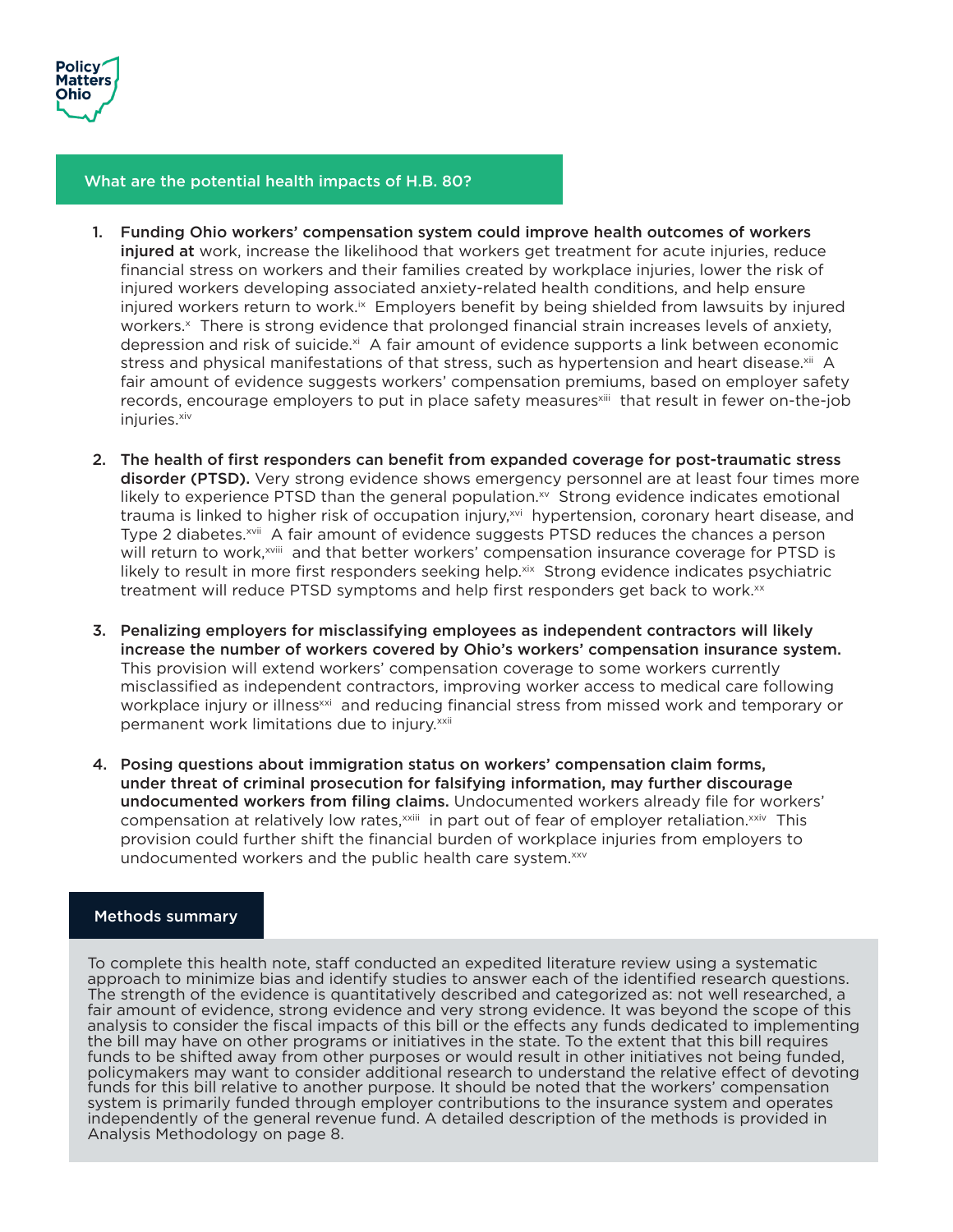## What are the potential health impacts of H.B. 80?

1. **Funding Ohio workers' compensation system could improve health outcomes of workers injured at** work, increase the likelihood that workers get treatment for acute injuries, reduce financial stress on workers and their families created by workplace injuries, lower the risk of injured workers developing associated anxiety-related health conditions, and help ensure injured workers return to work.[ix] Employers benefit by being shielded from lawsuits by injured workers.[x] There is strong evidence that prolonged financial strain increases levels of anxiety, depression and risk of suicide.[xi] A fair amount of evidence supports a link between economic stress and physical manifestations of that stress, such as hypertension and heart disease.[xii] A fair amount of evidence suggests workers' compensation premiums, based on employer safety records, encourage employers to put in place safety measures[xiii] that result in fewer on-the-job injuries.[xiv]

2. **The health of first responders can benefit from expanded coverage for post-traumatic stress disorder (PTSD).** Very strong evidence shows emergency personnel are at least four times more likely to experience PTSD than the general population.[xv] Strong evidence indicates emotional trauma is linked to higher risk of occupation injury,[xvi] hypertension, coronary heart disease, and Type 2 diabetes.[xvii] A fair amount of evidence suggests PTSD reduces the chances a person will return to work,[xviii] and that better workers' compensation insurance coverage for PTSD is likely to result in more first responders seeking help.[xix] Strong evidence indicates psychiatric treatment will reduce PTSD symptoms and help first responders get back to work.[xx]

3. **Penalizing employers for misclassifying employees as independent contractors will likely increase the number of workers covered by Ohio's workers' compensation insurance system.** This provision will extend workers' compensation coverage to some workers currently misclassified as independent contractors, improving worker access to medical care following workplace injury or illness[xxi] and reducing financial stress from missed work and temporary or permanent work limitations due to injury.[xxii]

4. **Posing questions about immigration status on workers' compensation claim forms, under threat of criminal prosecution for falsifying information, may further discourage undocumented workers from filing claims.** Undocumented workers already file for workers' compensation at relatively low rates,[xxiii] in part out of fear of employer retaliation.[xxiv] This provision could further shift the financial burden of workplace injuries from employers to undocumented workers and the public health care system.[xxv]

### Methods summary

To complete this health note, staff conducted an expedited literature review using a systematic approach to minimize bias and identify studies to answer each of the identified research questions. The strength of the evidence is quantitatively described and categorized as: not well researched, a fair amount of evidence, strong evidence and very strong evidence. It was beyond the scope of this analysis to consider the fiscal impacts of this bill or the effects any funds dedicated to implementing the bill may have on other programs or initiatives in the state. To the extent that this bill requires funds to be shifted away from other purposes or would result in other initiatives not being funded, policymakers may want to consider additional research to understand the relative effect of devoting funds for this bill relative to another purpose. It should be noted that the workers' compensation system is primarily funded through employer contributions to the insurance system and operates independently of the general revenue fund. A detailed description of the methods is provided in Analysis Methodology on page 8.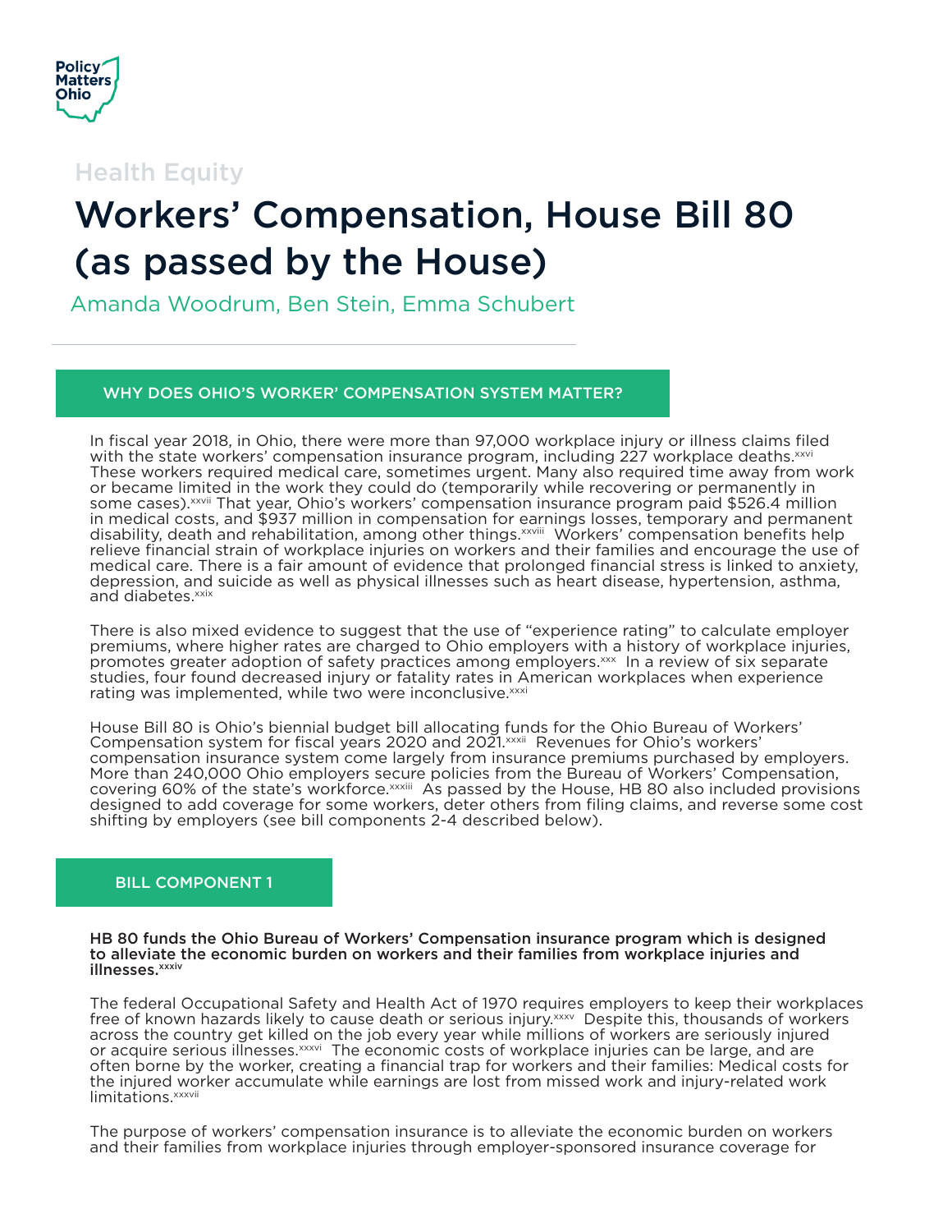Health Equity

# Workers' Compensation, House Bill 80 (as passed by the House)

Amanda Woodrum, Ben Stein, Emma Schubert

## WHY DOES OHIO'S WORKER' COMPENSATION SYSTEM MATTER?

In fiscal year 2018, in Ohio, there were more than 97,000 workplace injury or illness claims filed with the state workers' compensation insurance program, including 227 workplace deaths.[xxvi] These workers required medical care, sometimes urgent. Many also required time away from work or became limited in the work they could do (temporarily while recovering or permanently in some cases).[xxvii] That year, Ohio's workers' compensation insurance program paid $526.4 million in medical costs, and $937 million in compensation for earnings losses, temporary and permanent disability, death and rehabilitation, among other things.[xxviii] Workers' compensation benefits help relieve financial strain of workplace injuries on workers and their families and encourage the use of medical care. There is a fair amount of evidence that prolonged financial stress is linked to anxiety, depression, and suicide as well as physical illnesses such as heart disease, hypertension, asthma, and diabetes.[xxix]

There is also mixed evidence to suggest that the use of "experience rating" to calculate employer premiums, where higher rates are charged to Ohio employers with a history of workplace injuries, promotes greater adoption of safety practices among employers.[xxx] In a review of six separate studies, four found decreased injury or fatality rates in American workplaces when experience rating was implemented, while two were inconclusive.[xxxi]

House Bill 80 is Ohio's biennial budget bill allocating funds for the Ohio Bureau of Workers' Compensation system for fiscal years 2020 and 2021.[xxxii] Revenues for Ohio's workers' compensation insurance system come largely from insurance premiums purchased by employers. More than 240,000 Ohio employers secure policies from the Bureau of Workers' Compensation, covering 60% of the state's workforce.[xxxiii] As passed by the House, HB 80 also included provisions designed to add coverage for some workers, deter others from filing claims, and reverse some cost shifting by employers (see bill components 2-4 described below).

## BILL COMPONENT 1

**HB 80 funds the Ohio Bureau of Workers' Compensation insurance program which is designed to alleviate the economic burden on workers and their families from workplace injuries and illnesses.[xxxiv]**

The federal Occupational Safety and Health Act of 1970 requires employers to keep their workplaces free of known hazards likely to cause death or serious injury.[xxxv] Despite this, thousands of workers across the country get killed on the job every year while millions of workers are seriously injured or acquire serious illnesses.[xxxvi] The economic costs of workplace injuries can be large, and are often borne by the worker, creating a financial trap for workers and their families: Medical costs for the injured worker accumulate while earnings are lost from missed work and injury-related work limitations.[xxxvii]

The purpose of workers' compensation insurance is to alleviate the economic burden on workers and their families from workplace injuries through employer-sponsored insurance coverage for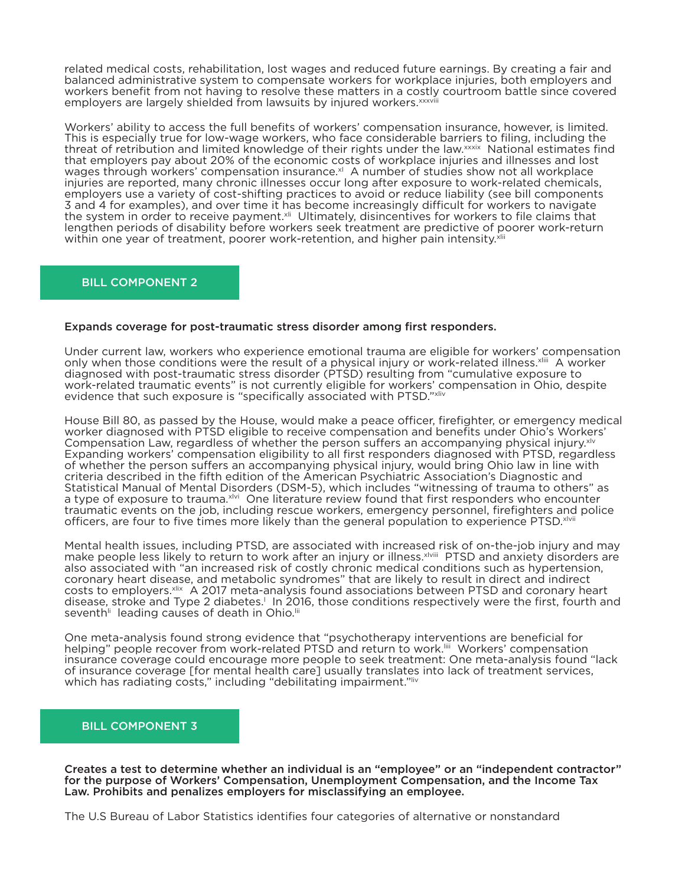related medical costs, rehabilitation, lost wages and reduced future earnings. By creating a fair and balanced administrative system to compensate workers for workplace injuries, both employers and workers benefit from not having to resolve these matters in a costly courtroom battle since covered employers are largely shielded from lawsuits by injured workers.[xxxviii]

Workers' ability to access the full benefits of workers' compensation insurance, however, is limited. This is especially true for low-wage workers, who face considerable barriers to filing, including the threat of retribution and limited knowledge of their rights under the law.[xxxix] National estimates find that employers pay about 20% of the economic costs of workplace injuries and illnesses and lost wages through workers' compensation insurance.[xl] A number of studies show not all workplace injuries are reported, many chronic illnesses occur long after exposure to work-related chemicals, employers use a variety of cost-shifting practices to avoid or reduce liability (see bill components 3 and 4 for examples), and over time it has become increasingly difficult for workers to navigate the system in order to receive payment.[xli] Ultimately, disincentives for workers to file claims that lengthen periods of disability before workers seek treatment are predictive of poorer work-return within one year of treatment, poorer work-retention, and higher pain intensity.[xlii]

## BILL COMPONENT 2

**Expands coverage for post-traumatic stress disorder among first responders.**

Under current law, workers who experience emotional trauma are eligible for workers' compensation only when those conditions were the result of a physical injury or work-related illness.[xliii] A worker diagnosed with post-traumatic stress disorder (PTSD) resulting from "cumulative exposure to work-related traumatic events" is not currently eligible for workers' compensation in Ohio, despite evidence that such exposure is "specifically associated with PTSD."[xliv]

House Bill 80, as passed by the House, would make a peace officer, firefighter, or emergency medical worker diagnosed with PTSD eligible to receive compensation and benefits under Ohio's Workers' Compensation Law, regardless of whether the person suffers an accompanying physical injury.[xlv] Expanding workers' compensation eligibility to all first responders diagnosed with PTSD, regardless of whether the person suffers an accompanying physical injury, would bring Ohio law in line with criteria described in the fifth edition of the American Psychiatric Association's Diagnostic and Statistical Manual of Mental Disorders (DSM-5), which includes "witnessing of trauma to others" as a type of exposure to trauma.[xlvi] One literature review found that first responders who encounter traumatic events on the job, including rescue workers, emergency personnel, firefighters and police officers, are four to five times more likely than the general population to experience PTSD.[xlvii]

Mental health issues, including PTSD, are associated with increased risk of on-the-job injury and may make people less likely to return to work after an injury or illness.[xlviii] PTSD and anxiety disorders are also associated with "an increased risk of costly chronic medical conditions such as hypertension, coronary heart disease, and metabolic syndromes" that are likely to result in direct and indirect costs to employers.[xlix] A 2017 meta-analysis found associations between PTSD and coronary heart disease, stroke and Type 2 diabetes.[l] In 2016, those conditions respectively were the first, fourth and seventh[li] leading causes of death in Ohio.[lii]

One meta-analysis found strong evidence that "psychotherapy interventions are beneficial for helping" people recover from work-related PTSD and return to work.[liii] Workers' compensation insurance coverage could encourage more people to seek treatment: One meta-analysis found "lack of insurance coverage [for mental health care] usually translates into lack of treatment services, which has radiating costs," including "debilitating impairment."[liv]

## BILL COMPONENT 3

**Creates a test to determine whether an individual is an "employee" or an "independent contractor" for the purpose of Workers' Compensation, Unemployment Compensation, and the Income Tax Law. Prohibits and penalizes employers for misclassifying an employee.**

The U.S Bureau of Labor Statistics identifies four categories of alternative or nonstandard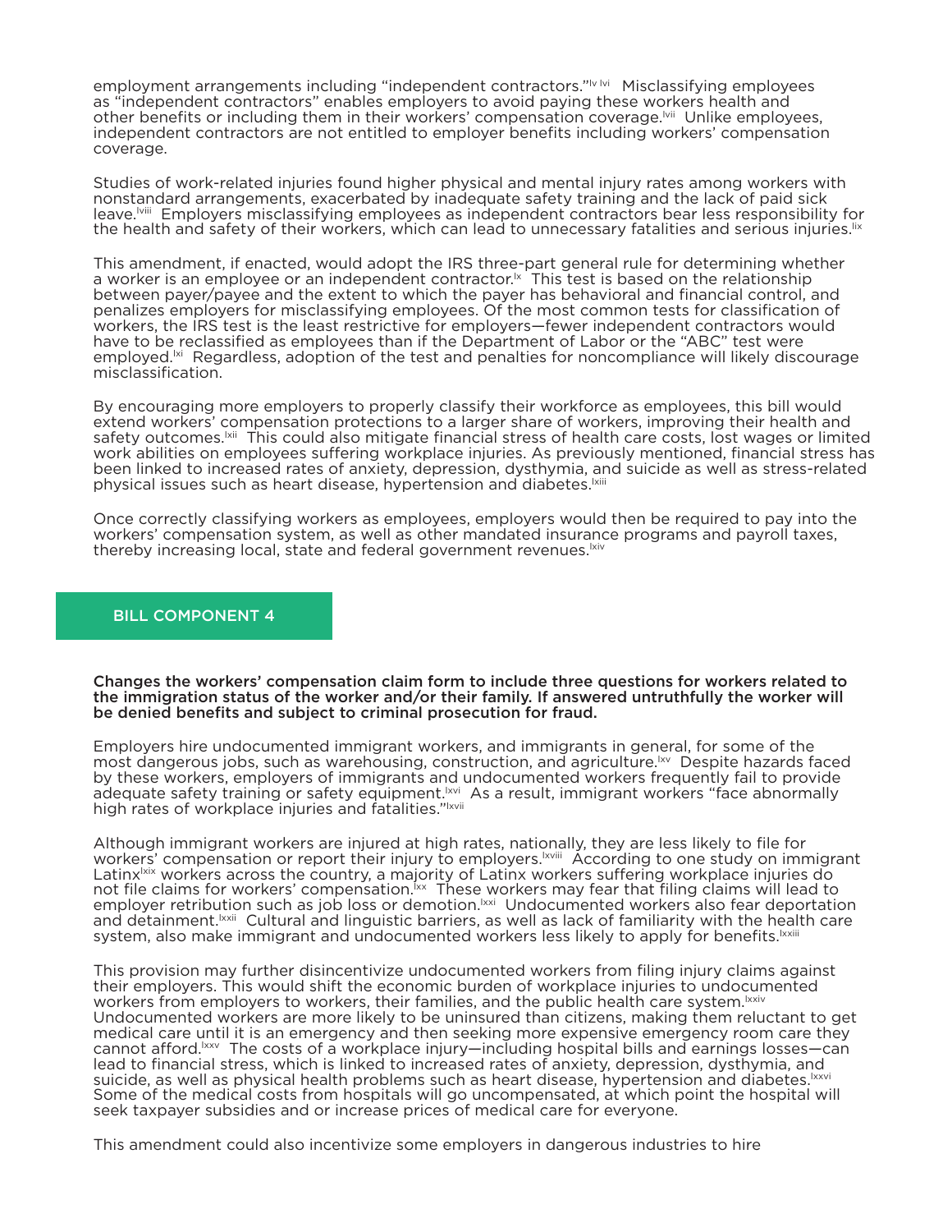employment arrangements including "independent contractors."[lv lvi] Misclassifying employees as "independent contractors" enables employers to avoid paying these workers health and other benefits or including them in their workers' compensation coverage.[lvii] Unlike employees, independent contractors are not entitled to employer benefits including workers' compensation coverage.

Studies of work-related injuries found higher physical and mental injury rates among workers with nonstandard arrangements, exacerbated by inadequate safety training and the lack of paid sick leave.[lviii] Employers misclassifying employees as independent contractors bear less responsibility for the health and safety of their workers, which can lead to unnecessary fatalities and serious injuries.[lix]

This amendment, if enacted, would adopt the IRS three-part general rule for determining whether a worker is an employee or an independent contractor.[lx] This test is based on the relationship between payer/payee and the extent to which the payer has behavioral and financial control, and penalizes employers for misclassifying employees. Of the most common tests for classification of workers, the IRS test is the least restrictive for employers—fewer independent contractors would have to be reclassified as employees than if the Department of Labor or the "ABC" test were employed.[lxi] Regardless, adoption of the test and penalties for noncompliance will likely discourage misclassification.

By encouraging more employers to properly classify their workforce as employees, this bill would extend workers' compensation protections to a larger share of workers, improving their health and safety outcomes.[lxii] This could also mitigate financial stress of health care costs, lost wages or limited work abilities on employees suffering workplace injuries. As previously mentioned, financial stress has been linked to increased rates of anxiety, depression, dysthymia, and suicide as well as stress-related physical issues such as heart disease, hypertension and diabetes.[lxiii]

Once correctly classifying workers as employees, employers would then be required to pay into the workers' compensation system, as well as other mandated insurance programs and payroll taxes, thereby increasing local, state and federal government revenues.[lxiv]

## BILL COMPONENT 4

**Changes the workers' compensation claim form to include three questions for workers related to the immigration status of the worker and/or their family. If answered untruthfully the worker will be denied benefits and subject to criminal prosecution for fraud.**

Employers hire undocumented immigrant workers, and immigrants in general, for some of the most dangerous jobs, such as warehousing, construction, and agriculture.[lxv] Despite hazards faced by these workers, employers of immigrants and undocumented workers frequently fail to provide adequate safety training or safety equipment.[lxvi] As a result, immigrant workers "face abnormally high rates of workplace injuries and fatalities."[lxvii]

Although immigrant workers are injured at high rates, nationally, they are less likely to file for workers' compensation or report their injury to employers.[lxviii] According to one study on immigrant Latinx[lxix] workers across the country, a majority of Latinx workers suffering workplace injuries do not file claims for workers' compensation.[lxx] These workers may fear that filing claims will lead to employer retribution such as job loss or demotion.[lxxi] Undocumented workers also fear deportation and detainment.[lxxii] Cultural and linguistic barriers, as well as lack of familiarity with the health care system, also make immigrant and undocumented workers less likely to apply for benefits.[lxxiii]

This provision may further disincentivize undocumented workers from filing injury claims against their employers. This would shift the economic burden of workplace injuries to undocumented workers from employers to workers, their families, and the public health care system.[lxxiv] Undocumented workers are more likely to be uninsured than citizens, making them reluctant to get medical care until it is an emergency and then seeking more expensive emergency room care they cannot afford.[lxxv] The costs of a workplace injury—including hospital bills and earnings losses—can lead to financial stress, which is linked to increased rates of anxiety, depression, dysthymia, and suicide, as well as physical health problems such as heart disease, hypertension and diabetes.[lxxvi] Some of the medical costs from hospitals will go uncompensated, at which point the hospital will seek taxpayer subsidies and or increase prices of medical care for everyone.

This amendment could also incentivize some employers in dangerous industries to hire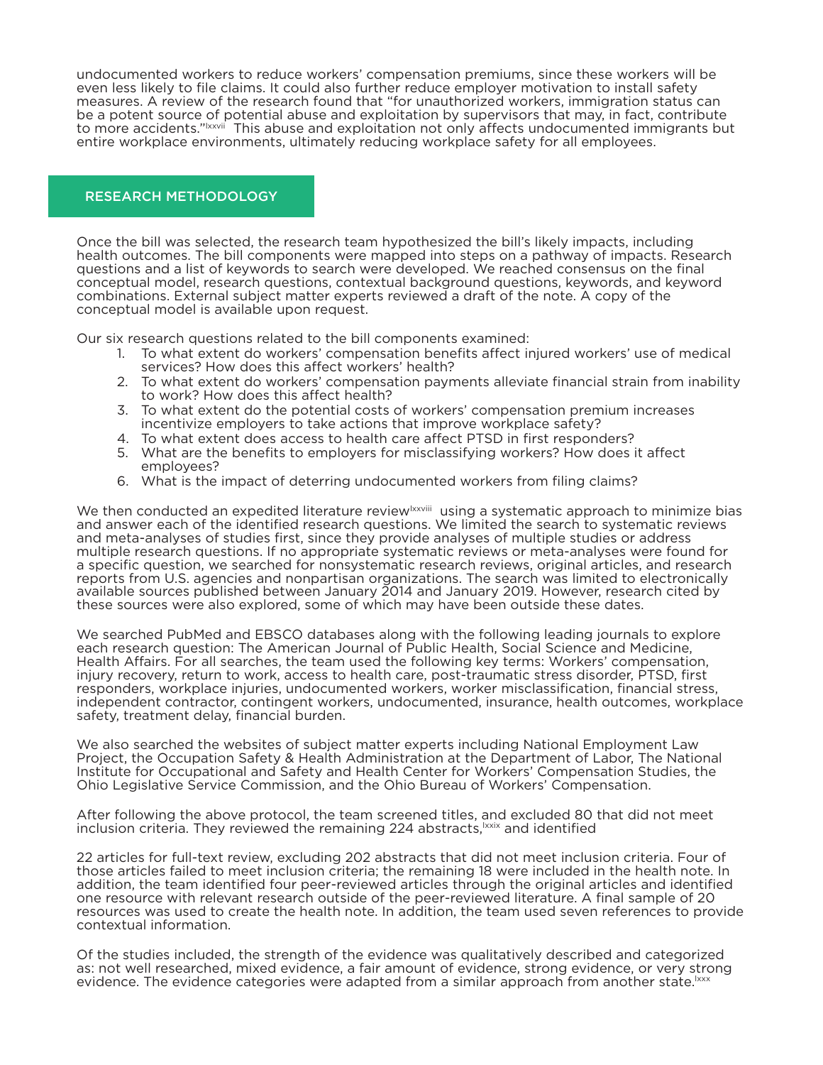undocumented workers to reduce workers' compensation premiums, since these workers will be even less likely to file claims. It could also further reduce employer motivation to install safety measures. A review of the research found that "for unauthorized workers, immigration status can be a potent source of potential abuse and exploitation by supervisors that may, in fact, contribute to more accidents."[lxxvii] This abuse and exploitation not only affects undocumented immigrants but entire workplace environments, ultimately reducing workplace safety for all employees.

## RESEARCH METHODOLOGY

Once the bill was selected, the research team hypothesized the bill's likely impacts, including health outcomes. The bill components were mapped into steps on a pathway of impacts. Research questions and a list of keywords to search were developed. We reached consensus on the final conceptual model, research questions, contextual background questions, keywords, and keyword combinations. External subject matter experts reviewed a draft of the note. A copy of the conceptual model is available upon request.

Our six research questions related to the bill components examined:

1. To what extent do workers' compensation benefits affect injured workers' use of medical services? How does this affect workers' health?
2. To what extent do workers' compensation payments alleviate financial strain from inability to work? How does this affect health?
3. To what extent do the potential costs of workers' compensation premium increases incentivize employers to take actions that improve workplace safety?
4. To what extent does access to health care affect PTSD in first responders?
5. What are the benefits to employers for misclassifying workers? How does it affect employees?
6. What is the impact of deterring undocumented workers from filing claims?

We then conducted an expedited literature review[lxxviii] using a systematic approach to minimize bias and answer each of the identified research questions. We limited the search to systematic reviews and meta-analyses of studies first, since they provide analyses of multiple studies or address multiple research questions. If no appropriate systematic reviews or meta-analyses were found for a specific question, we searched for nonsystematic research reviews, original articles, and research reports from U.S. agencies and nonpartisan organizations. The search was limited to electronically available sources published between January 2014 and January 2019. However, research cited by these sources were also explored, some of which may have been outside these dates.

We searched PubMed and EBSCO databases along with the following leading journals to explore each research question: The American Journal of Public Health, Social Science and Medicine, Health Affairs. For all searches, the team used the following key terms: Workers' compensation, injury recovery, return to work, access to health care, post-traumatic stress disorder, PTSD, first responders, workplace injuries, undocumented workers, worker misclassification, financial stress, independent contractor, contingent workers, undocumented, insurance, health outcomes, workplace safety, treatment delay, financial burden.

We also searched the websites of subject matter experts including National Employment Law Project, the Occupation Safety & Health Administration at the Department of Labor, The National Institute for Occupational and Safety and Health Center for Workers' Compensation Studies, the Ohio Legislative Service Commission, and the Ohio Bureau of Workers' Compensation.

After following the above protocol, the team screened titles, and excluded 80 that did not meet inclusion criteria. They reviewed the remaining 224 abstracts,[lxxix] and identified 22 articles for full-text review, excluding 202 abstracts that did not meet inclusion criteria. Four of those articles failed to meet inclusion criteria; the remaining 18 were included in the health note. In addition, the team identified four peer-reviewed articles through the original articles and identified one resource with relevant research outside of the peer-reviewed literature. A final sample of 20 resources was used to create the health note. In addition, the team used seven references to provide contextual information.

Of the studies included, the strength of the evidence was qualitatively described and categorized as: not well researched, mixed evidence, a fair amount of evidence, strong evidence, or very strong evidence. The evidence categories were adapted from a similar approach from another state.[lxxx]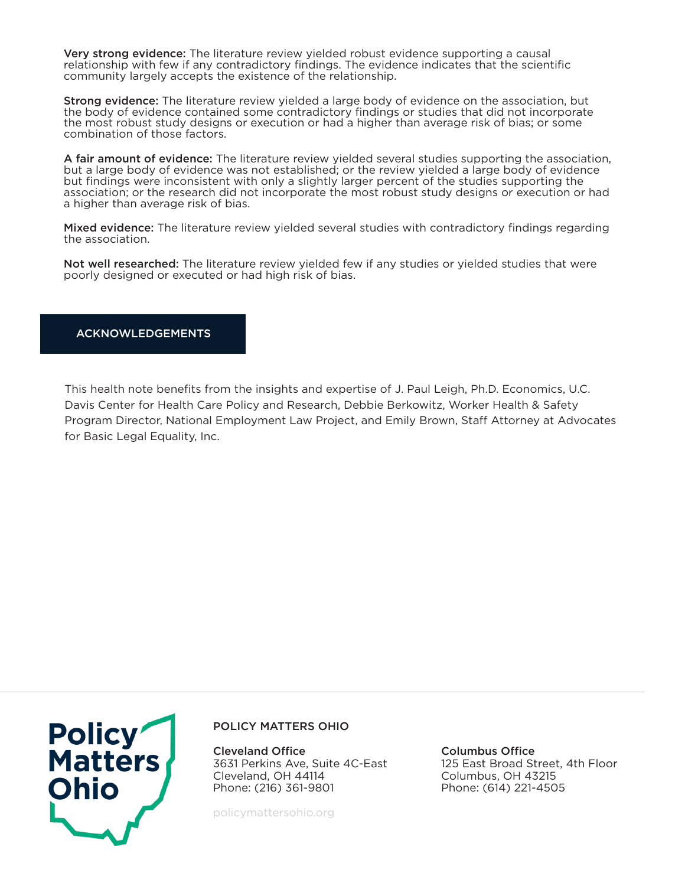**Very strong evidence:** The literature review yielded robust evidence supporting a causal relationship with few if any contradictory findings. The evidence indicates that the scientific community largely accepts the existence of the relationship.

**Strong evidence:** The literature review yielded a large body of evidence on the association, but the body of evidence contained some contradictory findings or studies that did not incorporate the most robust study designs or execution or had a higher than average risk of bias; or some combination of those factors.

**A fair amount of evidence:** The literature review yielded several studies supporting the association, but a large body of evidence was not established; or the review yielded a large body of evidence but findings were inconsistent with only a slightly larger percent of the studies supporting the association; or the research did not incorporate the most robust study designs or execution or had a higher than average risk of bias.

**Mixed evidence:** The literature review yielded several studies with contradictory findings regarding the association.

**Not well researched:** The literature review yielded few if any studies or yielded studies that were poorly designed or executed or had high risk of bias.

## ACKNOWLEDGEMENTS

This health note benefits from the insights and expertise of J. Paul Leigh, Ph.D. Economics, U.C. Davis Center for Health Care Policy and Research, Debbie Berkowitz, Worker Health & Safety Program Director, National Employment Law Project, and Emily Brown, Staff Attorney at Advocates for Basic Legal Equality, Inc.

Policy Matters Ohio

POLICY MATTERS OHIO

**Cleveland Office**
3631 Perkins Ave, Suite 4C-East
Cleveland, OH 44114
Phone: (216) 361-9801

**Columbus Office**
125 East Broad Street, 4th Floor
Columbus, OH 43215
Phone: (614) 221-4505

policymattersohio.org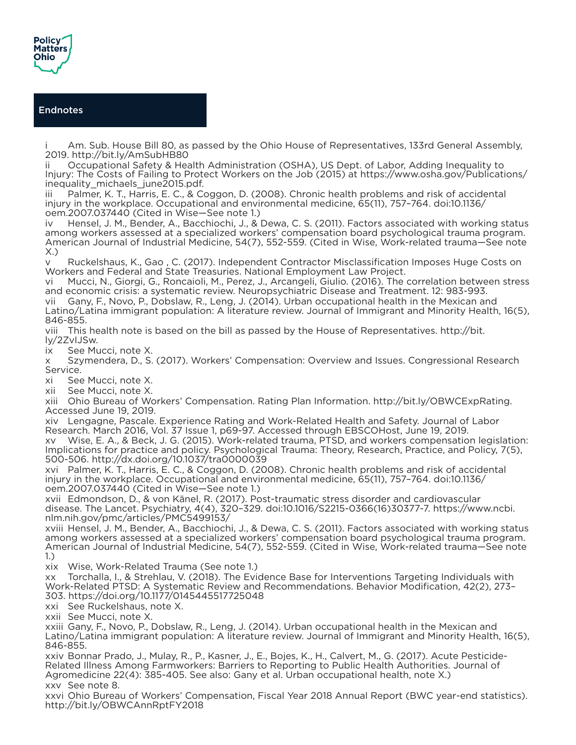## Endnotes

i Am. Sub. House Bill 80, as passed by the Ohio House of Representatives, 133rd General Assembly, 2019. http://bit.ly/AmSubHB80

ii Occupational Safety & Health Administration (OSHA), US Dept. of Labor, Adding Inequality to Injury: The Costs of Failing to Protect Workers on the Job (2015) at https://www.osha.gov/Publications/inequality_michaels_june2015.pdf.

iii Palmer, K. T., Harris, E. C., & Coggon, D. (2008). Chronic health problems and risk of accidental injury in the workplace. Occupational and environmental medicine, 65(11), 757–764. doi:10.1136/oem.2007.037440 (Cited in Wise—See note 1.)

iv Hensel, J. M., Bender, A., Bacchiochi, J., & Dewa, C. S. (2011). Factors associated with working status among workers assessed at a specialized workers' compensation board psychological trauma program. American Journal of Industrial Medicine, 54(7), 552-559. (Cited in Wise, Work-related trauma—See note X.)

v Ruckelshaus, K., Gao , C. (2017). Independent Contractor Misclassification Imposes Huge Costs on Workers and Federal and State Treasuries. National Employment Law Project.

vi Mucci, N., Giorgi, G., Roncaioli, M., Perez, J., Arcangeli, Giulio. (2016). The correlation between stress and economic crisis: a systematic review. Neuropsychiatric Disease and Treatment. 12: 983-993.

vii Gany, F., Novo, P., Dobslaw, R., Leng, J. (2014). Urban occupational health in the Mexican and Latino/Latina immigrant population: A literature review. Journal of Immigrant and Minority Health, 16(5), 846-855.

viii This health note is based on the bill as passed by the House of Representatives. http://bit.ly/2ZvlJSw.

ix See Mucci, note X.

x Szymendera, D., S. (2017). Workers' Compensation: Overview and Issues. Congressional Research Service.

xi See Mucci, note X.

xii See Mucci, note X.

xiii Ohio Bureau of Workers' Compensation. Rating Plan Information. http://bit.ly/OBWCExpRating. Accessed June 19, 2019.

xiv Lengagne, Pascale. Experience Rating and Work-Related Health and Safety. Journal of Labor Research. March 2016, Vol. 37 Issue 1, p69-97. Accessed through EBSCOHost, June 19, 2019.

xv Wise, E. A., & Beck, J. G. (2015). Work-related trauma, PTSD, and workers compensation legislation: Implications for practice and policy. Psychological Trauma: Theory, Research, Practice, and Policy, 7(5), 500-506. http://dx.doi.org/10.1037/tra0000039

xvi Palmer, K. T., Harris, E. C., & Coggon, D. (2008). Chronic health problems and risk of accidental injury in the workplace. Occupational and environmental medicine, 65(11), 757–764. doi:10.1136/oem.2007.037440 (Cited in Wise—See note 1.)

xvii Edmondson, D., & von Känel, R. (2017). Post-traumatic stress disorder and cardiovascular disease. The Lancet. Psychiatry, 4(4), 320–329. doi:10.1016/S2215-0366(16)30377-7. https://www.ncbi.nlm.nih.gov/pmc/articles/PMC5499153/

xviii Hensel, J. M., Bender, A., Bacchiochi, J., & Dewa, C. S. (2011). Factors associated with working status among workers assessed at a specialized workers' compensation board psychological trauma program. American Journal of Industrial Medicine, 54(7), 552-559. (Cited in Wise, Work-related trauma—See note 1.)

xix Wise, Work-Related Trauma (See note 1.)

xx Torchalla, I., & Strehlau, V. (2018). The Evidence Base for Interventions Targeting Individuals with Work-Related PTSD: A Systematic Review and Recommendations. Behavior Modification, 42(2), 273–303. https://doi.org/10.1177/0145445517725048

xxi See Ruckelshaus, note X.

xxii See Mucci, note X.

xxiii Gany, F., Novo, P., Dobslaw, R., Leng, J. (2014). Urban occupational health in the Mexican and Latino/Latina immigrant population: A literature review. Journal of Immigrant and Minority Health, 16(5), 846-855.

xxiv Bonnar Prado, J., Mulay, R., P., Kasner, J., E., Bojes, K., H., Calvert, M., G. (2017). Acute Pesticide-Related Illness Among Farmworkers: Barriers to Reporting to Public Health Authorities. Journal of Agromedicine 22(4): 385-405. See also: Gany et al. Urban occupational health, note X.)

xxv See note 8.

xxvi Ohio Bureau of Workers' Compensation, Fiscal Year 2018 Annual Report (BWC year-end statistics). http://bit.ly/OBWCAnnRptFY2018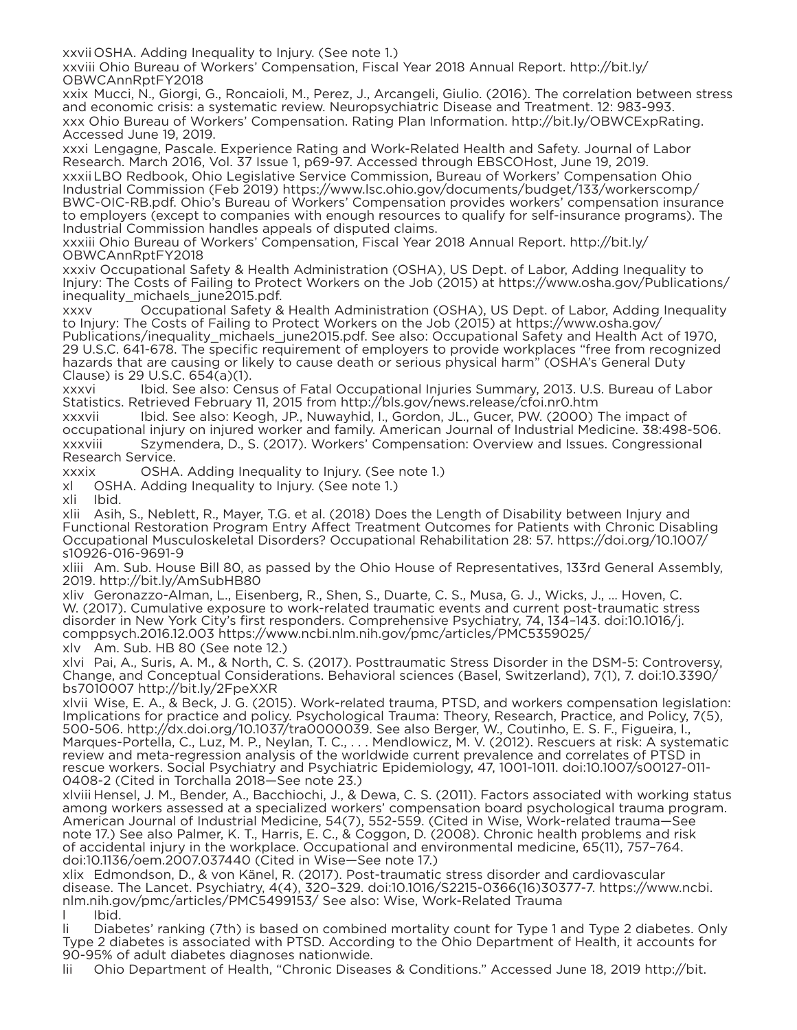xxvii OSHA. Adding Inequality to Injury. (See note 1.)

xxviii Ohio Bureau of Workers' Compensation, Fiscal Year 2018 Annual Report. http://bit.ly/OBWCAnnRptFY2018

xxix Mucci, N., Giorgi, G., Roncaioli, M., Perez, J., Arcangeli, Giulio. (2016). The correlation between stress and economic crisis: a systematic review. Neuropsychiatric Disease and Treatment. 12: 983-993.

xxx Ohio Bureau of Workers' Compensation. Rating Plan Information. http://bit.ly/OBWCExpRating. Accessed June 19, 2019.

xxxi Lengagne, Pascale. Experience Rating and Work-Related Health and Safety. Journal of Labor Research. March 2016, Vol. 37 Issue 1, p69-97. Accessed through EBSCOHost, June 19, 2019.

xxxii LBO Redbook, Ohio Legislative Service Commission, Bureau of Workers' Compensation Ohio Industrial Commission (Feb 2019) https://www.lsc.ohio.gov/documents/budget/133/workerscomp/BWC-OIC-RB.pdf. Ohio's Bureau of Workers' Compensation provides workers' compensation insurance to employers (except to companies with enough resources to qualify for self-insurance programs). The Industrial Commission handles appeals of disputed claims.

xxxiii Ohio Bureau of Workers' Compensation, Fiscal Year 2018 Annual Report. http://bit.ly/OBWCAnnRptFY2018

xxxiv Occupational Safety & Health Administration (OSHA), US Dept. of Labor, Adding Inequality to Injury: The Costs of Failing to Protect Workers on the Job (2015) at https://www.osha.gov/Publications/inequality_michaels_june2015.pdf.

xxxv Occupational Safety & Health Administration (OSHA), US Dept. of Labor, Adding Inequality to Injury: The Costs of Failing to Protect Workers on the Job (2015) at https://www.osha.gov/Publications/inequality_michaels_june2015.pdf. See also: Occupational Safety and Health Act of 1970, 29 U.S.C. 641-678. The specific requirement of employers to provide workplaces "free from recognized hazards that are causing or likely to cause death or serious physical harm" (OSHA's General Duty Clause) is 29 U.S.C. 654(a)(1).

xxxvi Ibid. See also: Census of Fatal Occupational Injuries Summary, 2013. U.S. Bureau of Labor Statistics. Retrieved February 11, 2015 from http://bls.gov/news.release/cfoi.nr0.htm

xxxvii Ibid. See also: Keogh, JP., Nuwayhid, I., Gordon, JL., Gucer, PW. (2000) The impact of occupational injury on injured worker and family. American Journal of Industrial Medicine. 38:498-506.

xxxviii Szymendera, D., S. (2017). Workers' Compensation: Overview and Issues. Congressional Research Service.

xxxix OSHA. Adding Inequality to Injury. (See note 1.)

xl OSHA. Adding Inequality to Injury. (See note 1.)

xli Ibid.

xlii Asih, S., Neblett, R., Mayer, T.G. et al. (2018) Does the Length of Disability between Injury and Functional Restoration Program Entry Affect Treatment Outcomes for Patients with Chronic Disabling Occupational Musculoskeletal Disorders? Occupational Rehabilitation 28: 57. https://doi.org/10.1007/s10926-016-9691-9

xliii Am. Sub. House Bill 80, as passed by the Ohio House of Representatives, 133rd General Assembly, 2019. http://bit.ly/AmSubHB80

xliv Geronazzo-Alman, L., Eisenberg, R., Shen, S., Duarte, C. S., Musa, G. J., Wicks, J., ... Hoven, C. W. (2017). Cumulative exposure to work-related traumatic events and current post-traumatic stress disorder in New York City's first responders. Comprehensive Psychiatry, 74, 134–143. doi:10.1016/j.comppsych.2016.12.003 https://www.ncbi.nlm.nih.gov/pmc/articles/PMC5359025/

xlv Am. Sub. HB 80 (See note 12.)

xlvi Pai, A., Suris, A. M., & North, C. S. (2017). Posttraumatic Stress Disorder in the DSM-5: Controversy, Change, and Conceptual Considerations. Behavioral sciences (Basel, Switzerland), 7(1), 7. doi:10.3390/bs7010007 http://bit.ly/2FpeXXR

xlvii Wise, E. A., & Beck, J. G. (2015). Work-related trauma, PTSD, and workers compensation legislation: Implications for practice and policy. Psychological Trauma: Theory, Research, Practice, and Policy, 7(5), 500-506. http://dx.doi.org/10.1037/tra0000039. See also Berger, W., Coutinho, E. S. F., Figueira, I., Marques-Portella, C., Luz, M. P., Neylan, T. C., . . . Mendlowicz, M. V. (2012). Rescuers at risk: A systematic review and meta-regression analysis of the worldwide current prevalence and correlates of PTSD in rescue workers. Social Psychiatry and Psychiatric Epidemiology, 47, 1001-1011. doi:10.1007/s00127-011-0408-2 (Cited in Torchalla 2018—See note 23.)

xlviii Hensel, J. M., Bender, A., Bacchiochi, J., & Dewa, C. S. (2011). Factors associated with working status among workers assessed at a specialized workers' compensation board psychological trauma program. American Journal of Industrial Medicine, 54(7), 552-559. (Cited in Wise, Work-related trauma—See note 17.) See also Palmer, K. T., Harris, E. C., & Coggon, D. (2008). Chronic health problems and risk of accidental injury in the workplace. Occupational and environmental medicine, 65(11), 757–764. doi:10.1136/oem.2007.037440 (Cited in Wise—See note 17.)

xlix Edmondson, D., & von Känel, R. (2017). Post-traumatic stress disorder and cardiovascular disease. The Lancet. Psychiatry, 4(4), 320–329. doi:10.1016/S2215-0366(16)30377-7. https://www.ncbi.nlm.nih.gov/pmc/articles/PMC5499153/ See also: Wise, Work-Related Trauma

l Ibid.

li Diabetes' ranking (7th) is based on combined mortality count for Type 1 and Type 2 diabetes. Only Type 2 diabetes is associated with PTSD. According to the Ohio Department of Health, it accounts for 90-95% of adult diabetes diagnoses nationwide.

lii Ohio Department of Health, "Chronic Diseases & Conditions." Accessed June 18, 2019 http://bit.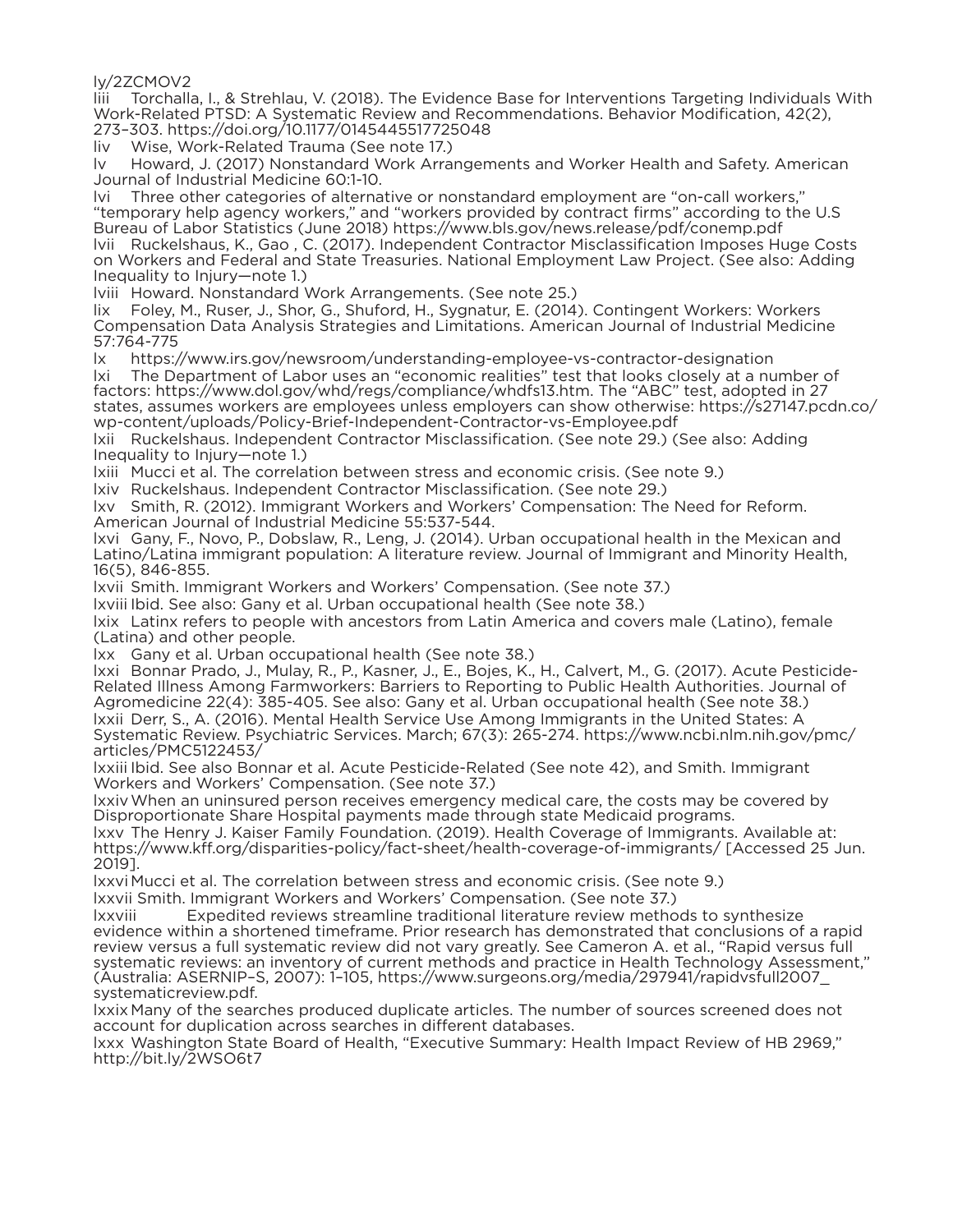ly/2ZCMOV2

liii Torchalla, I., & Strehlau, V. (2018). The Evidence Base for Interventions Targeting Individuals With Work-Related PTSD: A Systematic Review and Recommendations. Behavior Modification, 42(2), 273–303. https://doi.org/10.1177/0145445517725048

liv Wise, Work-Related Trauma (See note 17.)

lv Howard, J. (2017) Nonstandard Work Arrangements and Worker Health and Safety. American Journal of Industrial Medicine 60:1-10.

lvi Three other categories of alternative or nonstandard employment are "on-call workers," "temporary help agency workers," and "workers provided by contract firms" according to the U.S Bureau of Labor Statistics (June 2018) https://www.bls.gov/news.release/pdf/conemp.pdf

lvii Ruckelshaus, K., Gao , C. (2017). Independent Contractor Misclassification Imposes Huge Costs on Workers and Federal and State Treasuries. National Employment Law Project. (See also: Adding Inequality to Injury—note 1.)

lviii Howard. Nonstandard Work Arrangements. (See note 25.)

lix Foley, M., Ruser, J., Shor, G., Shuford, H., Sygnatur, E. (2014). Contingent Workers: Workers Compensation Data Analysis Strategies and Limitations. American Journal of Industrial Medicine 57:764-775

lx https://www.irs.gov/newsroom/understanding-employee-vs-contractor-designation

lxi The Department of Labor uses an "economic realities" test that looks closely at a number of factors: https://www.dol.gov/whd/regs/compliance/whdfs13.htm. The "ABC" test, adopted in 27 states, assumes workers are employees unless employers can show otherwise: https://s27147.pcdn.co/wp-content/uploads/Policy-Brief-Independent-Contractor-vs-Employee.pdf

lxii Ruckelshaus. Independent Contractor Misclassification. (See note 29.) (See also: Adding Inequality to Injury—note 1.)

lxiii Mucci et al. The correlation between stress and economic crisis. (See note 9.)

lxiv Ruckelshaus. Independent Contractor Misclassification. (See note 29.)

lxv Smith, R. (2012). Immigrant Workers and Workers' Compensation: The Need for Reform. American Journal of Industrial Medicine 55:537-544.

lxvi Gany, F., Novo, P., Dobslaw, R., Leng, J. (2014). Urban occupational health in the Mexican and Latino/Latina immigrant population: A literature review. Journal of Immigrant and Minority Health, 16(5), 846-855.

lxvii Smith. Immigrant Workers and Workers' Compensation. (See note 37.)

lxviii Ibid. See also: Gany et al. Urban occupational health (See note 38.)

lxix Latinx refers to people with ancestors from Latin America and covers male (Latino), female (Latina) and other people.

lxx Gany et al. Urban occupational health (See note 38.)

lxxi Bonnar Prado, J., Mulay, R., P., Kasner, J., E., Bojes, K., H., Calvert, M., G. (2017). Acute Pesticide-Related Illness Among Farmworkers: Barriers to Reporting to Public Health Authorities. Journal of Agromedicine 22(4): 385-405. See also: Gany et al. Urban occupational health (See note 38.)

lxxii Derr, S., A. (2016). Mental Health Service Use Among Immigrants in the United States: A Systematic Review. Psychiatric Services. March; 67(3): 265-274. https://www.ncbi.nlm.nih.gov/pmc/articles/PMC5122453/

lxxiii Ibid. See also Bonnar et al. Acute Pesticide-Related (See note 42), and Smith. Immigrant Workers and Workers' Compensation. (See note 37.)

lxxiv When an uninsured person receives emergency medical care, the costs may be covered by Disproportionate Share Hospital payments made through state Medicaid programs.

lxxv The Henry J. Kaiser Family Foundation. (2019). Health Coverage of Immigrants. Available at: https://www.kff.org/disparities-policy/fact-sheet/health-coverage-of-immigrants/ [Accessed 25 Jun. 2019].

lxxvi Mucci et al. The correlation between stress and economic crisis. (See note 9.)

lxxvii Smith. Immigrant Workers and Workers' Compensation. (See note 37.)

lxxviii Expedited reviews streamline traditional literature review methods to synthesize evidence within a shortened timeframe. Prior research has demonstrated that conclusions of a rapid review versus a full systematic review did not vary greatly. See Cameron A. et al., "Rapid versus full systematic reviews: an inventory of current methods and practice in Health Technology Assessment," (Australia: ASERNIP–S, 2007): 1–105, https://www.surgeons.org/media/297941/rapidvsfull2007_systematicreview.pdf.

lxxix Many of the searches produced duplicate articles. The number of sources screened does not account for duplication across searches in different databases.

lxxx Washington State Board of Health, "Executive Summary: Health Impact Review of HB 2969," http://bit.ly/2WSO6t7